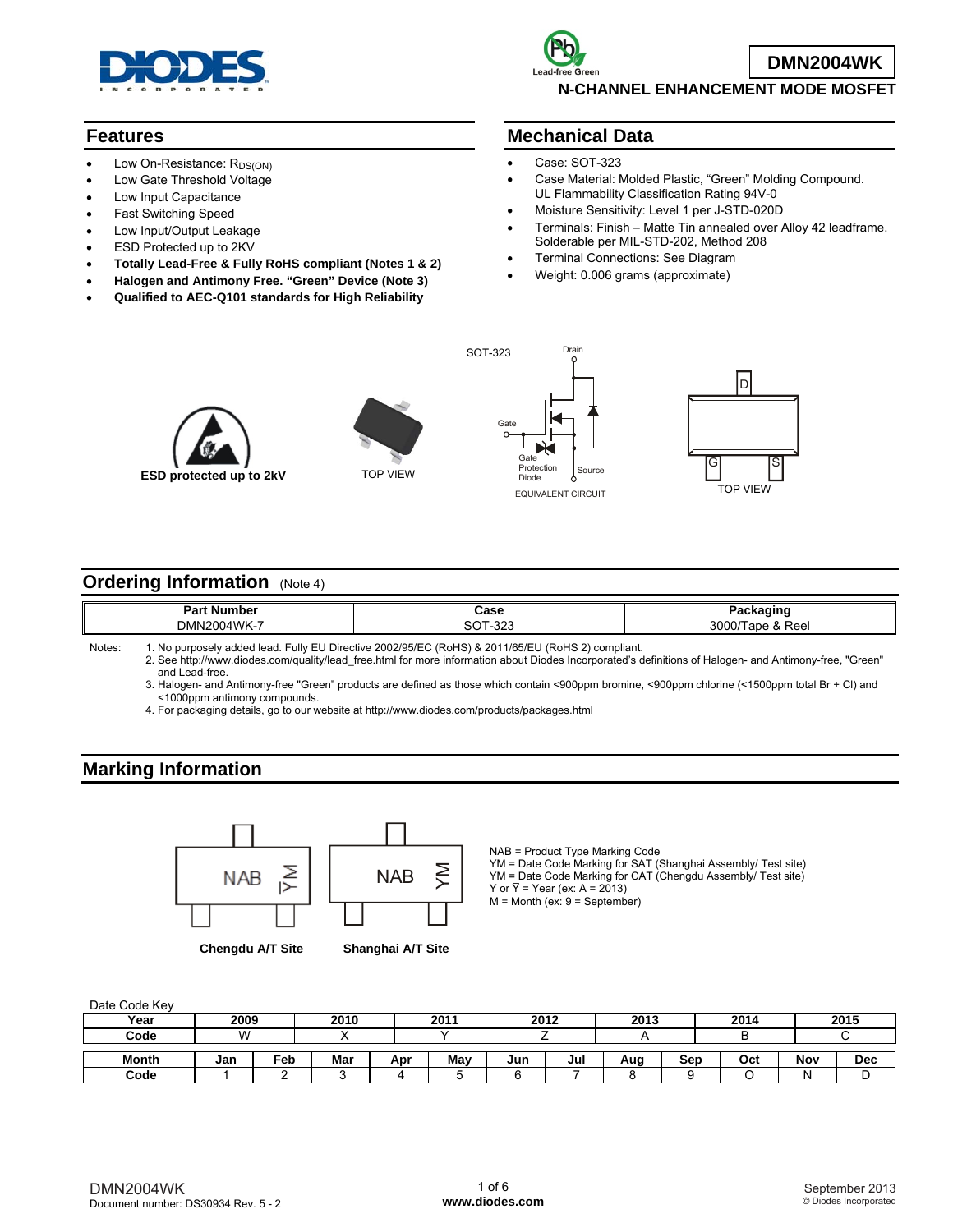# DMN2004WK

## N-CHANNEL ENHANCEMENT MODE MOSFET

## Features

- Low On-Resistance: $R_{DS(ON)}$
- Low Gate Threshold Voltage
- Low Input Capacitance
- Fast Switching Speed
- Low Input/Output Leakage
- ESD Protected up to 2KV
- **Totally Lead-Free & Fully RoHS compliant (Notes 1 & 2)**
- **Halogen and Antimony Free. "Green" Device (Note 3)**
- **Qualified to AEC-Q101 standards for High Reliability**

## Mechanical Data

- Case: SOT-323
- Case Material: Molded Plastic, "Green" Molding Compound. UL Flammability Classification Rating 94V-0
- Moisture Sensitivity: Level 1 per J-STD-020D
- Terminals: Finish – Matte Tin annealed over Alloy 42 leadframe. Solderable per MIL-STD-202, Method 208
- Terminal Connections: See Diagram
- Weight: 0.006 grams (approximate)

ESD protected up to 2kV

TOP VIEW

SOT-323

Drain, Gate, Gate Protection Diode, Source

EQUIVALENT CIRCUIT

D, G, S

TOP VIEW

## Ordering Information (Note 4)

| Part Number | Case | Packaging |
|---|---|---|
| DMN2004WK-7 | SOT-323 | 3000/Tape & Reel |

Notes:
1. No purposely added lead. Fully EU Directive 2002/95/EC (RoHS) & 2011/65/EU (RoHS 2) compliant.
2. See http://www.diodes.com/quality/lead_free.html for more information about Diodes Incorporated's definitions of Halogen- and Antimony-free, "Green" and Lead-free.
3. Halogen- and Antimony-free "Green" products are defined as those which contain <900ppm bromine, <900ppm chlorine (<1500ppm total Br + Cl) and <1000ppm antimony compounds.
4. For packaging details, go to our website at http://www.diodes.com/products/packages.html

## Marking Information

NAB Y̅M — Chengdu A/T Site

NAB YM — Shanghai A/T Site

NAB = Product Type Marking Code
YM = Date Code Marking for SAT (Shanghai Assembly/ Test site)
Y̅M = Date Code Marking for CAT (Chengdu Assembly/ Test site)
Y or Y̅ = Year (ex: A = 2013)
M = Month (ex: 9 = September)

Date Code Key

| Year | 2009 | 2010 | 2011 | 2012 | 2013 | 2014 | 2015 |
|---|---|---|---|---|---|---|---|
| Code | W | X | Y | Z | A | B | C |

| Month | Jan | Feb | Mar | Apr | May | Jun | Jul | Aug | Sep | Oct | Nov | Dec |
|---|---|---|---|---|---|---|---|---|---|---|---|---|
| Code | 1 | 2 | 3 | 4 | 5 | 6 | 7 | 8 | 9 | O | N | D |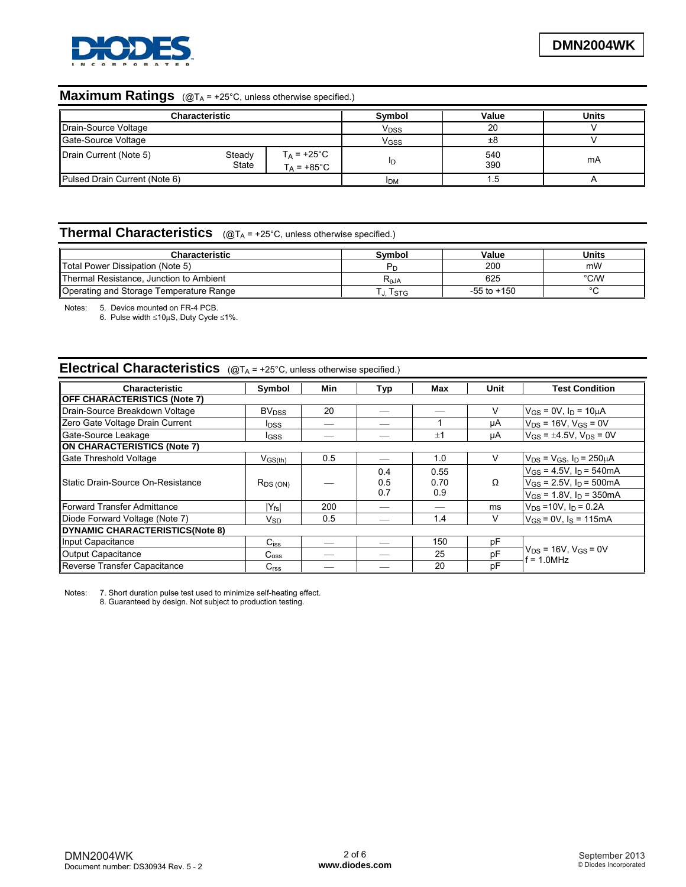## Maximum Ratings (@$T_A$ = +25°C, unless otherwise specified.)

| Characteristic | | | Symbol | Value | Units |
|---|---|---|---|---|---|
| Drain-Source Voltage | | | $V_{DSS}$ | 20 | V |
| Gate-Source Voltage | | | $V_{GSS}$ | ±8 | V |
| Drain Current (Note 5) | Steady State | $T_A$ = +25°C<br>$T_A$ = +85°C | $I_D$ | 540<br>390 | mA |
| Pulsed Drain Current (Note 6) | | | $I_{DM}$ | 1.5 | A |

## Thermal Characteristics (@$T_A$ = +25°C, unless otherwise specified.)

| Characteristic | Symbol | Value | Units |
|---|---|---|---|
| Total Power Dissipation (Note 5) | $P_D$ | 200 | mW |
| Thermal Resistance, Junction to Ambient | $R_{\theta JA}$ | 625 | °C/W |
| Operating and Storage Temperature Range | $T_J, T_{STG}$ | -55 to +150 | °C |

Notes: 5. Device mounted on FR-4 PCB.
6. Pulse width ≤10μS, Duty Cycle ≤1%.

## Electrical Characteristics (@$T_A$ = +25°C, unless otherwise specified.)

| Characteristic | Symbol | Min | Typ | Max | Unit | Test Condition |
|---|---|---|---|---|---|---|
| **OFF CHARACTERISTICS (Note 7)** | | | | | | |
| Drain-Source Breakdown Voltage | $BV_{DSS}$ | 20 | — | — | V | $V_{GS}$ = 0V, $I_D$ = 10μA |
| Zero Gate Voltage Drain Current | $I_{DSS}$ | — | — | 1 | μA | $V_{DS}$ = 16V, $V_{GS}$ = 0V |
| Gate-Source Leakage | $I_{GSS}$ | — | — | ±1 | μA | $V_{GS}$ = ±4.5V, $V_{DS}$ = 0V |
| **ON CHARACTERISTICS (Note 7)** | | | | | | |
| Gate Threshold Voltage | $V_{GS(th)}$ | 0.5 | — | 1.0 | V | $V_{DS}$ = $V_{GS}$, $I_D$ = 250μA |
| Static Drain-Source On-Resistance | $R_{DS(ON)}$ | — | 0.4<br>0.5<br>0.7 | 0.55<br>0.70<br>0.9 | Ω | $V_{GS}$ = 4.5V, $I_D$ = 540mA<br>$V_{GS}$ = 2.5V, $I_D$ = 500mA<br>$V_{GS}$ = 1.8V, $I_D$ = 350mA |
| Forward Transfer Admittance | $\|Y_{fs}\|$ | 200 | — | — | ms | $V_{DS}$ =10V, $I_D$ = 0.2A |
| Diode Forward Voltage (Note 7) | $V_{SD}$ | 0.5 | — | 1.4 | V | $V_{GS}$ = 0V, $I_S$ = 115mA |
| **DYNAMIC CHARACTERISTICS(Note 8)** | | | | | | |
| Input Capacitance | $C_{iss}$ | — | — | 150 | pF | $V_{DS}$ = 16V, $V_{GS}$ = 0V<br>f = 1.0MHz |
| Output Capacitance | $C_{oss}$ | — | — | 25 | pF | |
| Reverse Transfer Capacitance | $C_{rss}$ | — | — | 20 | pF | |

Notes: 7. Short duration pulse test used to minimize self-heating effect.
8. Guaranteed by design. Not subject to production testing.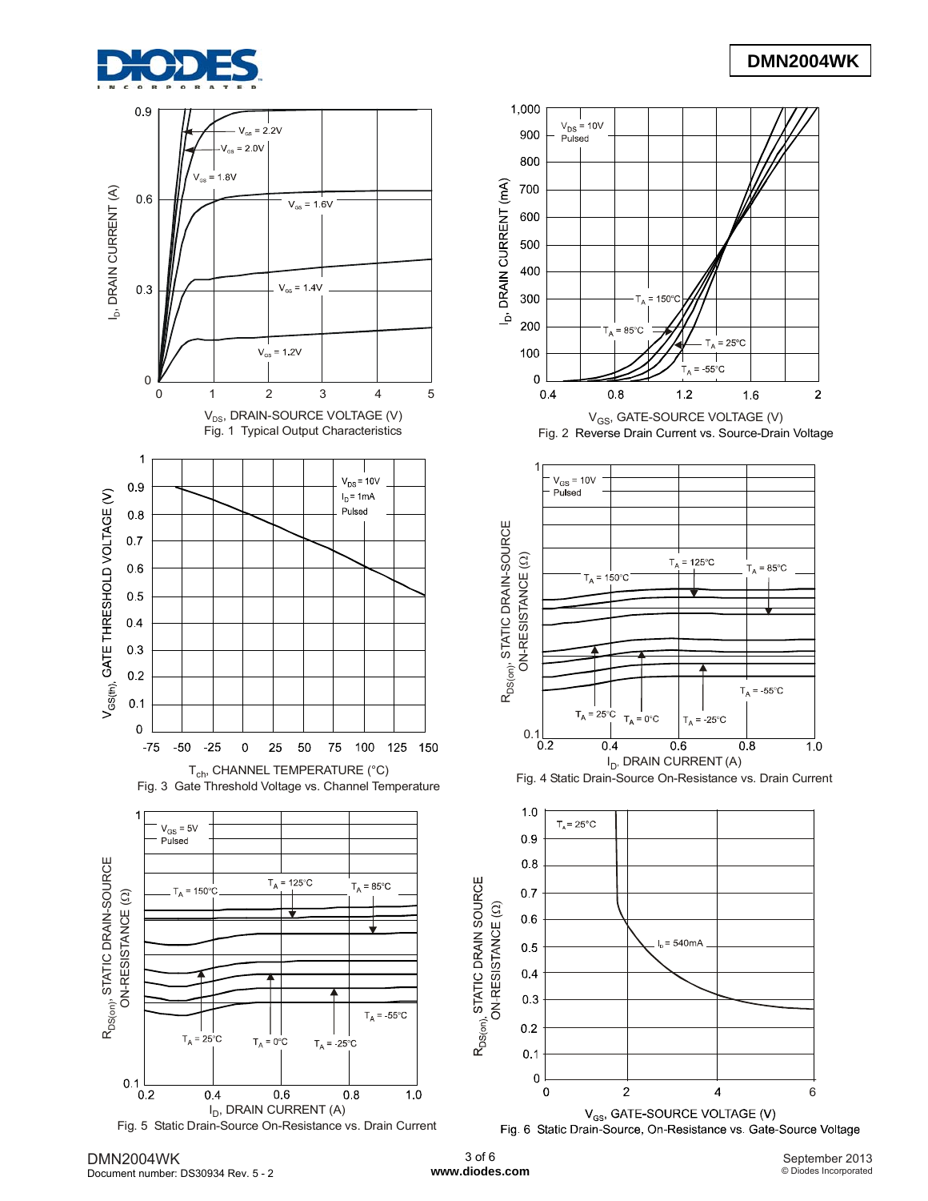Fig. 1 Typical Output Characteristics

Fig. 2 Reverse Drain Current vs. Source-Drain Voltage

Fig. 3 Gate Threshold Voltage vs. Channel Temperature

Fig. 4 Static Drain-Source On-Resistance vs. Drain Current

Fig. 5 Static Drain-Source On-Resistance vs. Drain Current

Fig. 6 Static Drain-Source, On-Resistance vs. Gate-Source Voltage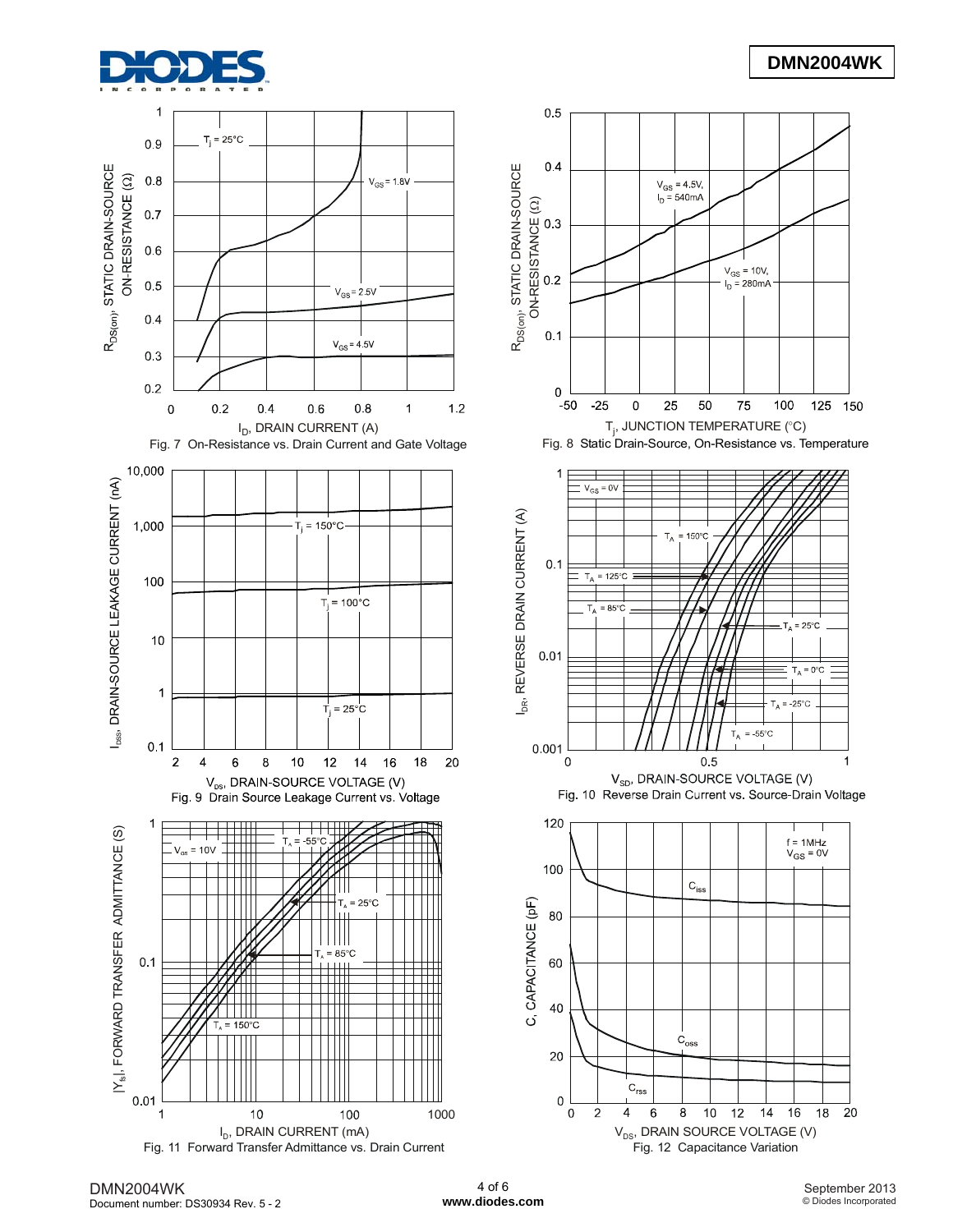Fig. 7 On-Resistance vs. Drain Current and Gate Voltage

Fig. 8 Static Drain-Source, On-Resistance vs. Temperature

Fig. 9 Drain Source Leakage Current vs. Voltage

Fig. 10 Reverse Drain Current vs. Source-Drain Voltage

Fig. 11 Forward Transfer Admittance vs. Drain Current

Fig. 12 Capacitance Variation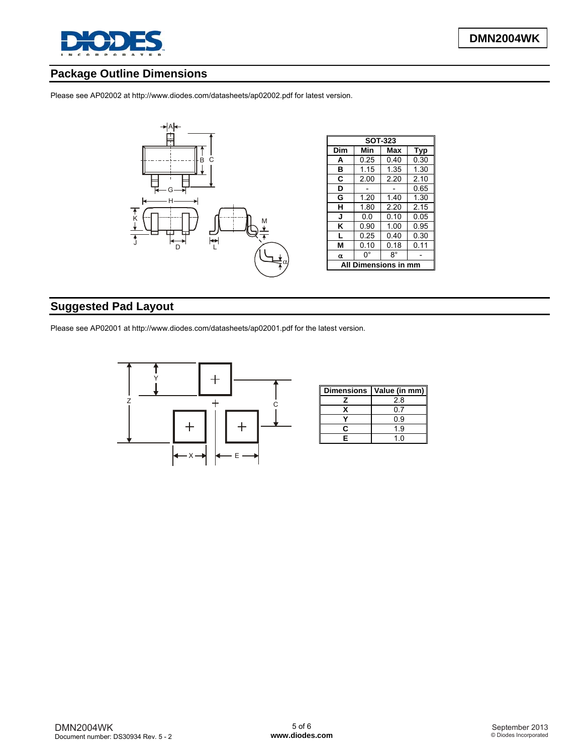## Package Outline Dimensions

Please see AP02002 at http://www.diodes.com/datasheets/ap02002.pdf for latest version.

| SOT-323 | | | |
|---|---|---|---|
| Dim | Min | Max | Typ |
| A | 0.25 | 0.40 | 0.30 |
| B | 1.15 | 1.35 | 1.30 |
| C | 2.00 | 2.20 | 2.10 |
| D | - | - | 0.65 |
| G | 1.20 | 1.40 | 1.30 |
| H | 1.80 | 2.20 | 2.15 |
| J | 0.0 | 0.10 | 0.05 |
| K | 0.90 | 1.00 | 0.95 |
| L | 0.25 | 0.40 | 0.30 |
| M | 0.10 | 0.18 | 0.11 |
| α | 0° | 8° | - |
| All Dimensions in mm | | | |

## Suggested Pad Layout

Please see AP02001 at http://www.diodes.com/datasheets/ap02001.pdf for the latest version.

| Dimensions | Value (in mm) |
|---|---|
| Z | 2.8 |
| X | 0.7 |
| Y | 0.9 |
| C | 1.9 |
| E | 1.0 |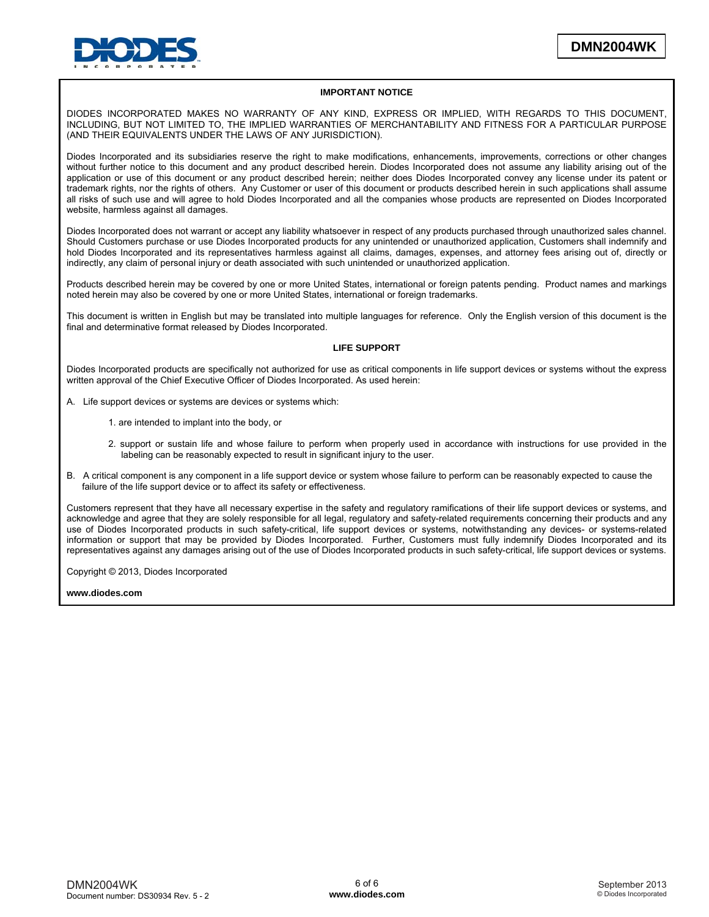## IMPORTANT NOTICE

DIODES INCORPORATED MAKES NO WARRANTY OF ANY KIND, EXPRESS OR IMPLIED, WITH REGARDS TO THIS DOCUMENT, INCLUDING, BUT NOT LIMITED TO, THE IMPLIED WARRANTIES OF MERCHANTABILITY AND FITNESS FOR A PARTICULAR PURPOSE (AND THEIR EQUIVALENTS UNDER THE LAWS OF ANY JURISDICTION).

Diodes Incorporated and its subsidiaries reserve the right to make modifications, enhancements, improvements, corrections or other changes without further notice to this document and any product described herein. Diodes Incorporated does not assume any liability arising out of the application or use of this document or any product described herein; neither does Diodes Incorporated convey any license under its patent or trademark rights, nor the rights of others. Any Customer or user of this document or products described herein in such applications shall assume all risks of such use and will agree to hold Diodes Incorporated and all the companies whose products are represented on Diodes Incorporated website, harmless against all damages.

Diodes Incorporated does not warrant or accept any liability whatsoever in respect of any products purchased through unauthorized sales channel. Should Customers purchase or use Diodes Incorporated products for any unintended or unauthorized application, Customers shall indemnify and hold Diodes Incorporated and its representatives harmless against all claims, damages, expenses, and attorney fees arising out of, directly or indirectly, any claim of personal injury or death associated with such unintended or unauthorized application.

Products described herein may be covered by one or more United States, international or foreign patents pending. Product names and markings noted herein may also be covered by one or more United States, international or foreign trademarks.

This document is written in English but may be translated into multiple languages for reference. Only the English version of this document is the final and determinative format released by Diodes Incorporated.

## LIFE SUPPORT

Diodes Incorporated products are specifically not authorized for use as critical components in life support devices or systems without the express written approval of the Chief Executive Officer of Diodes Incorporated. As used herein:

A. Life support devices or systems are devices or systems which:

1. are intended to implant into the body, or
2. support or sustain life and whose failure to perform when properly used in accordance with instructions for use provided in the labeling can be reasonably expected to result in significant injury to the user.

B. A critical component is any component in a life support device or system whose failure to perform can be reasonably expected to cause the failure of the life support device or to affect its safety or effectiveness.

Customers represent that they have all necessary expertise in the safety and regulatory ramifications of their life support devices or systems, and acknowledge and agree that they are solely responsible for all legal, regulatory and safety-related requirements concerning their products and any use of Diodes Incorporated products in such safety-critical, life support devices or systems, notwithstanding any devices- or systems-related information or support that may be provided by Diodes Incorporated. Further, Customers must fully indemnify Diodes Incorporated and its representatives against any damages arising out of the use of Diodes Incorporated products in such safety-critical, life support devices or systems.

Copyright © 2013, Diodes Incorporated

**www.diodes.com**